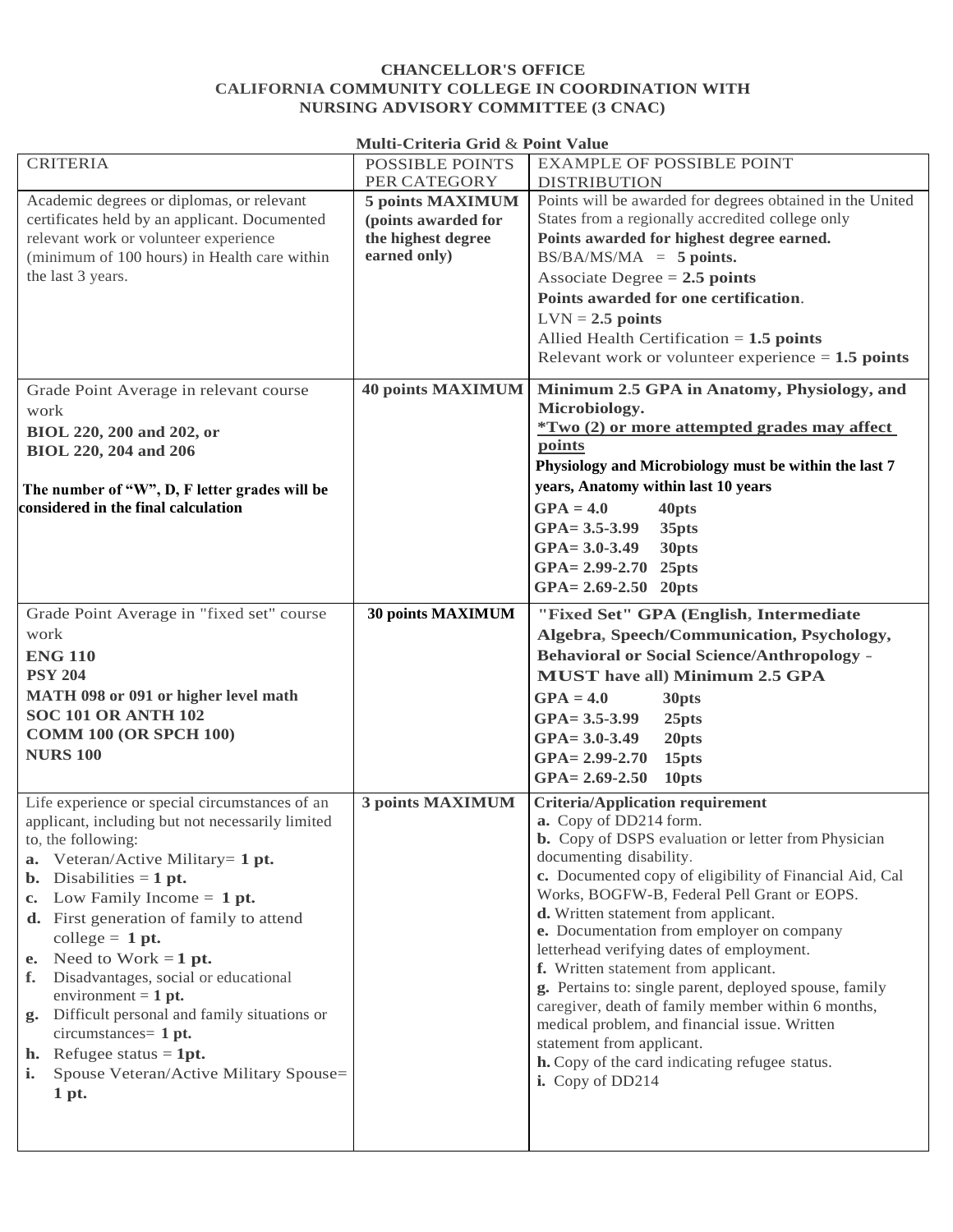**CHANCELLOR'S OFFICE**
**CALIFORNIA COMMUNITY COLLEGE IN COORDINATION WITH**
**NURSING ADVISORY COMMITTEE (3 CNAC)**

**Multi-Criteria Grid & Point Value**

| CRITERIA | POSSIBLE POINTS PER CATEGORY | EXAMPLE OF POSSIBLE POINT DISTRIBUTION |
|---|---|---|
| Academic degrees or diplomas, or relevant certificates held by an applicant. Documented relevant work or volunteer experience (minimum of 100 hours) in Health care within the last 3 years. | **5 points MAXIMUM (points awarded for the highest degree earned only)** | Points will be awarded for degrees obtained in the United States from a regionally accredited college only<br>**Points awarded for highest degree earned.**<br>BS/BA/MS/MA = **5 points.**<br>Associate Degree = **2.5 points**<br>**Points awarded for one certification**.<br>LVN = **2.5 points**<br>Allied Health Certification = **1.5 points**<br>Relevant work or volunteer experience = **1.5 points** |
| Grade Point Average in relevant course work<br>**BIOL 220, 200 and 202, or**<br>**BIOL 220, 204 and 206**<br><br>**The number of "W", D, F letter grades will be considered in the final calculation** | **40 points MAXIMUM** | **Minimum 2.5 GPA in Anatomy, Physiology, and Microbiology.**<br>**<u>*Two (2) or more attempted grades may affect points</u>**<br>**Physiology and Microbiology must be within the last 7 years, Anatomy within last 10 years**<br>**GPA = 4.0 40pts**<br>**GPA= 3.5-3.99 35pts**<br>**GPA= 3.0-3.49 30pts**<br>**GPA= 2.99-2.70 25pts**<br>**GPA= 2.69-2.50 20pts** |
| Grade Point Average in "fixed set" course work<br>**ENG 110**<br>**PSY 204**<br>**MATH 098 or 091 or higher level math**<br>**SOC 101 OR ANTH 102**<br>**COMM 100 (OR SPCH 100)**<br>**NURS 100** | **30 points MAXIMUM** | **"Fixed Set" GPA (English, Intermediate Algebra, Speech/Communication, Psychology, Behavioral or Social Science/Anthropology - MUST have all) Minimum 2.5 GPA**<br>**GPA = 4.0 30pts**<br>**GPA= 3.5-3.99 25pts**<br>**GPA= 3.0-3.49 20pts**<br>**GPA= 2.99-2.70 15pts**<br>**GPA= 2.69-2.50 10pts** |
| Life experience or special circumstances of an applicant, including but not necessarily limited to, the following:<br>**a.** Veteran/Active Military= **1 pt.**<br>**b.** Disabilities = **1 pt.**<br>**c.** Low Family Income = **1 pt.**<br>**d.** First generation of family to attend college = **1 pt.**<br>**e.** Need to Work = **1 pt.**<br>**f.** Disadvantages, social or educational environment = **1 pt.**<br>**g.** Difficult personal and family situations or circumstances= **1 pt.**<br>**h.** Refugee status = **1pt.**<br>**i.** Spouse Veteran/Active Military Spouse= **1 pt.** | **3 points MAXIMUM** | **Criteria/Application requirement**<br>**a.** Copy of DD214 form.<br>**b.** Copy of DSPS evaluation or letter from Physician documenting disability.<br>**c.** Documented copy of eligibility of Financial Aid, Cal Works, BOGFW-B, Federal Pell Grant or EOPS.<br>**d.** Written statement from applicant.<br>**e.** Documentation from employer on company letterhead verifying dates of employment.<br>**f.** Written statement from applicant.<br>**g.** Pertains to: single parent, deployed spouse, family caregiver, death of family member within 6 months, medical problem, and financial issue. Written statement from applicant.<br>**h.** Copy of the card indicating refugee status.<br>**i.** Copy of DD214 |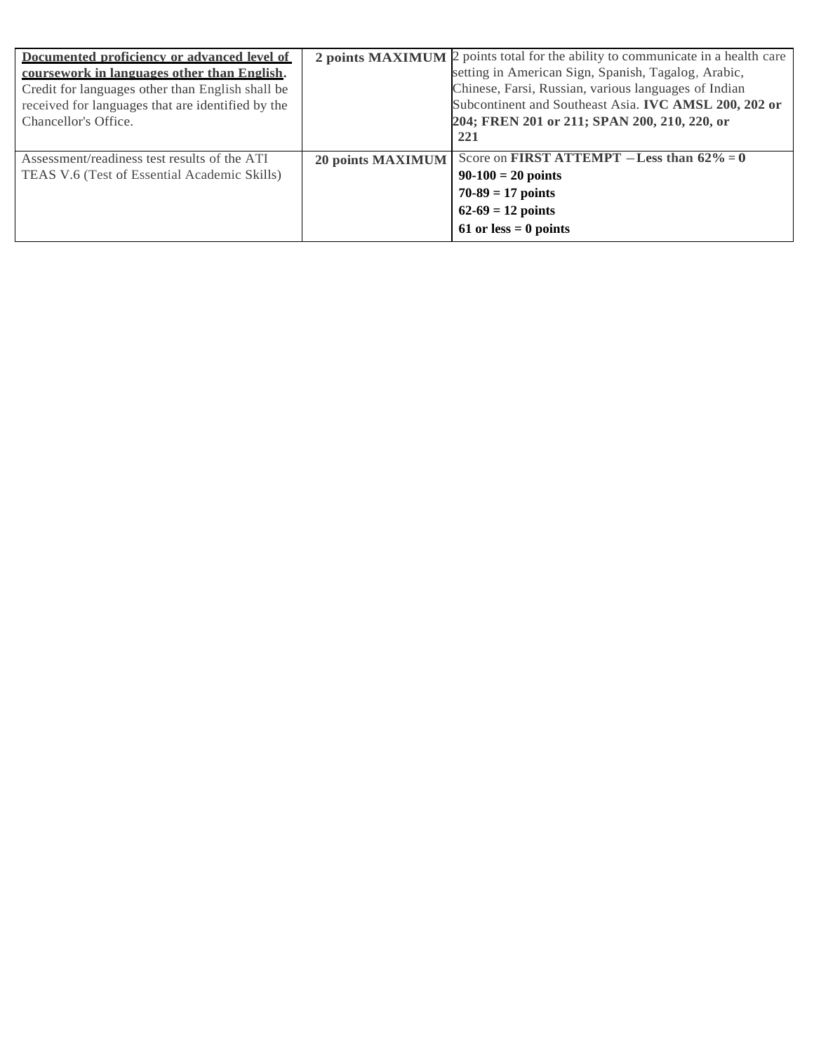| | | |
|---|---|---|
| **Documented proficiency or advanced level of coursework in languages other than English.** Credit for languages other than English shall be received for languages that are identified by the Chancellor's Office. | **2 points MAXIMUM** | 2 points total for the ability to communicate in a health care setting in American Sign, Spanish, Tagalog, Arabic, Chinese, Farsi, Russian, various languages of Indian Subcontinent and Southeast Asia. **IVC AMSL 200, 202 or 204; FREN 201 or 211; SPAN 200, 210, 220, or 221** |
| Assessment/readiness test results of the ATI TEAS V.6 (Test of Essential Academic Skills) | **20 points MAXIMUM** | Score on **FIRST ATTEMPT – Less than 62% = 0**<br>**90-100 = 20 points**<br>**70-89 = 17 points**<br>**62-69 = 12 points**<br>**61 or less = 0 points** |